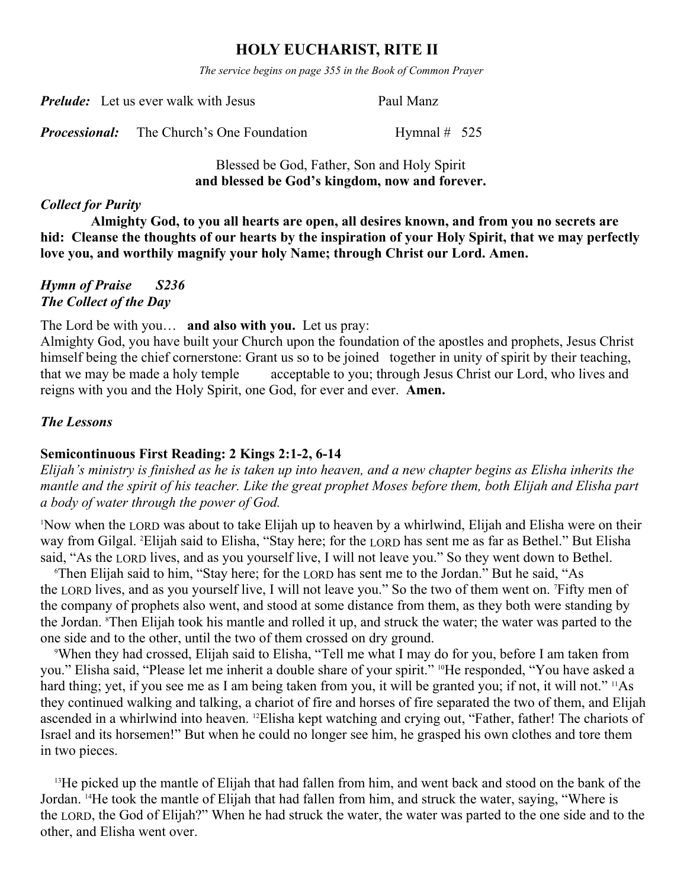# HOLY EUCHARIST, RITE II

*The service begins on page 355 in the Book of Common Prayer*

***Prelude:*** Let us ever walk with Jesus Paul Manz

***Processional:*** The Church's One Foundation Hymnal # 525

Blessed be God, Father, Son and Holy Spirit
**and blessed be God's kingdom, now and forever.**

***Collect for Purity***

**Almighty God, to you all hearts are open, all desires known, and from you no secrets are hid: Cleanse the thoughts of our hearts by the inspiration of your Holy Spirit, that we may perfectly love you, and worthily magnify your holy Name; through Christ our Lord. Amen.**

***Hymn of Praise S236***

***The Collect of the Day***

The Lord be with you… **and also with you.** Let us pray:

Almighty God, you have built your Church upon the foundation of the apostles and prophets, Jesus Christ himself being the chief cornerstone: Grant us so to be joined together in unity of spirit by their teaching, that we may be made a holy temple acceptable to you; through Jesus Christ our Lord, who lives and reigns with you and the Holy Spirit, one God, for ever and ever. **Amen.**

***The Lessons***

**Semicontinuous First Reading: 2 Kings 2:1-2, 6-14**

*Elijah's ministry is finished as he is taken up into heaven, and a new chapter begins as Elisha inherits the mantle and the spirit of his teacher. Like the great prophet Moses before them, both Elijah and Elisha part a body of water through the power of God.*

[1]Now when the LORD was about to take Elijah up to heaven by a whirlwind, Elijah and Elisha were on their way from Gilgal. [2]Elijah said to Elisha, "Stay here; for the LORD has sent me as far as Bethel." But Elisha said, "As the LORD lives, and as you yourself live, I will not leave you." So they went down to Bethel.

[6]Then Elijah said to him, "Stay here; for the LORD has sent me to the Jordan." But he said, "As the LORD lives, and as you yourself live, I will not leave you." So the two of them went on. [7]Fifty men of the company of prophets also went, and stood at some distance from them, as they both were standing by the Jordan. [8]Then Elijah took his mantle and rolled it up, and struck the water; the water was parted to the one side and to the other, until the two of them crossed on dry ground.

[9]When they had crossed, Elijah said to Elisha, "Tell me what I may do for you, before I am taken from you." Elisha said, "Please let me inherit a double share of your spirit." [10]He responded, "You have asked a hard thing; yet, if you see me as I am being taken from you, it will be granted you; if not, it will not." [11]As they continued walking and talking, a chariot of fire and horses of fire separated the two of them, and Elijah ascended in a whirlwind into heaven. [12]Elisha kept watching and crying out, "Father, father! The chariots of Israel and its horsemen!" But when he could no longer see him, he grasped his own clothes and tore them in two pieces.

[13]He picked up the mantle of Elijah that had fallen from him, and went back and stood on the bank of the Jordan. [14]He took the mantle of Elijah that had fallen from him, and struck the water, saying, "Where is the LORD, the God of Elijah?" When he had struck the water, the water was parted to the one side and to the other, and Elisha went over.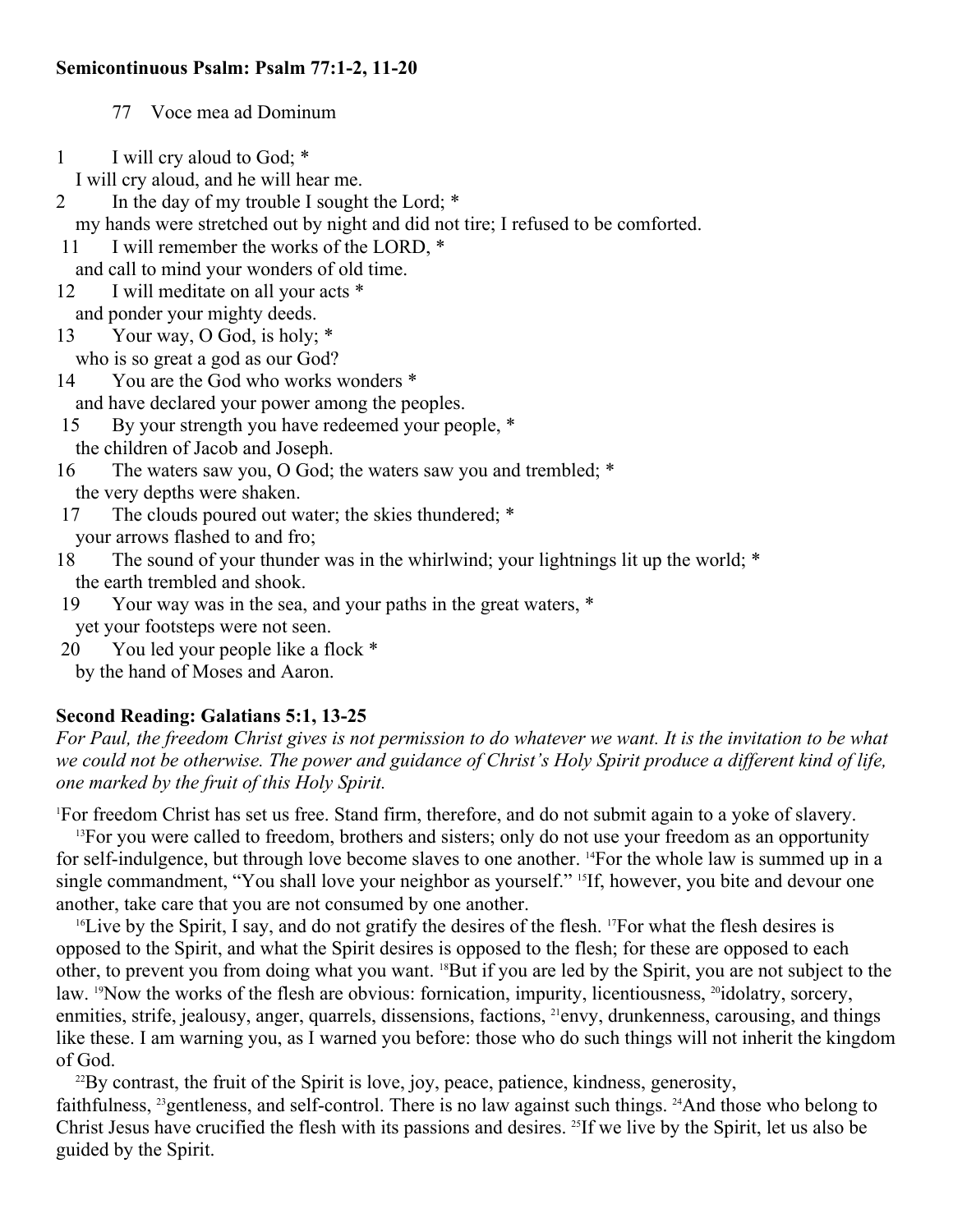**Semicontinuous Psalm: Psalm 77:1-2, 11-20**

77 Voce mea ad Dominum

1 I will cry aloud to God; *
I will cry aloud, and he will hear me.
2 In the day of my trouble I sought the Lord; *
my hands were stretched out by night and did not tire; I refused to be comforted.
11 I will remember the works of the LORD, *
and call to mind your wonders of old time.
12 I will meditate on all your acts *
and ponder your mighty deeds.
13 Your way, O God, is holy; *
who is so great a god as our God?
14 You are the God who works wonders *
and have declared your power among the peoples.
15 By your strength you have redeemed your people, *
the children of Jacob and Joseph.
16 The waters saw you, O God; the waters saw you and trembled; *
the very depths were shaken.
17 The clouds poured out water; the skies thundered; *
your arrows flashed to and fro;
18 The sound of your thunder was in the whirlwind; your lightnings lit up the world; *
the earth trembled and shook.
19 Your way was in the sea, and your paths in the great waters, *
yet your footsteps were not seen.
20 You led your people like a flock *
by the hand of Moses and Aaron.

**Second Reading: Galatians 5:1, 13-25**

*For Paul, the freedom Christ gives is not permission to do whatever we want. It is the invitation to be what we could not be otherwise. The power and guidance of Christ's Holy Spirit produce a different kind of life, one marked by the fruit of this Holy Spirit.*

[1]For freedom Christ has set us free. Stand firm, therefore, and do not submit again to a yoke of slavery.

[13]For you were called to freedom, brothers and sisters; only do not use your freedom as an opportunity for self-indulgence, but through love become slaves to one another. [14]For the whole law is summed up in a single commandment, "You shall love your neighbor as yourself." [15]If, however, you bite and devour one another, take care that you are not consumed by one another.

[16]Live by the Spirit, I say, and do not gratify the desires of the flesh. [17]For what the flesh desires is opposed to the Spirit, and what the Spirit desires is opposed to the flesh; for these are opposed to each other, to prevent you from doing what you want. [18]But if you are led by the Spirit, you are not subject to the law. [19]Now the works of the flesh are obvious: fornication, impurity, licentiousness, [20]idolatry, sorcery, enmities, strife, jealousy, anger, quarrels, dissensions, factions, [21]envy, drunkenness, carousing, and things like these. I am warning you, as I warned you before: those who do such things will not inherit the kingdom of God.

[22]By contrast, the fruit of the Spirit is love, joy, peace, patience, kindness, generosity, faithfulness, [23]gentleness, and self-control. There is no law against such things. [24]And those who belong to Christ Jesus have crucified the flesh with its passions and desires. [25]If we live by the Spirit, let us also be guided by the Spirit.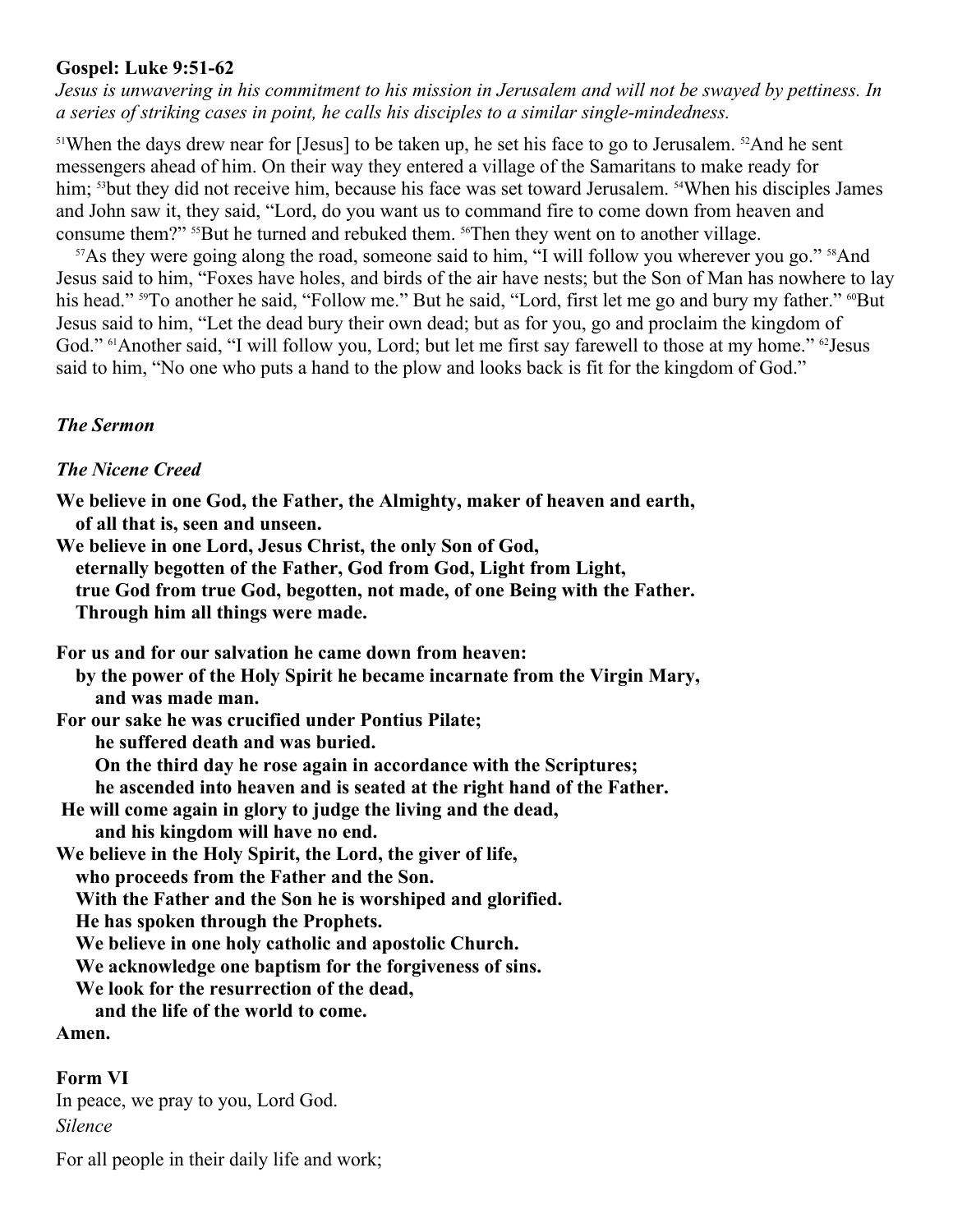**Gospel: Luke 9:51-62**

*Jesus is unwavering in his commitment to his mission in Jerusalem and will not be swayed by pettiness. In a series of striking cases in point, he calls his disciples to a similar single-mindedness.*

[51]When the days drew near for [Jesus] to be taken up, he set his face to go to Jerusalem. [52]And he sent messengers ahead of him. On their way they entered a village of the Samaritans to make ready for him; [53]but they did not receive him, because his face was set toward Jerusalem. [54]When his disciples James and John saw it, they said, "Lord, do you want us to command fire to come down from heaven and consume them?" [55]But he turned and rebuked them. [56]Then they went on to another village.

[57]As they were going along the road, someone said to him, "I will follow you wherever you go." [58]And Jesus said to him, "Foxes have holes, and birds of the air have nests; but the Son of Man has nowhere to lay his head." [59]To another he said, "Follow me." But he said, "Lord, first let me go and bury my father." [60]But Jesus said to him, "Let the dead bury their own dead; but as for you, go and proclaim the kingdom of God." [61]Another said, "I will follow you, Lord; but let me first say farewell to those at my home." [62]Jesus said to him, "No one who puts a hand to the plow and looks back is fit for the kingdom of God."

***The Sermon***

***The Nicene Creed***

**We believe in one God, the Father, the Almighty, maker of heaven and earth,**
**of all that is, seen and unseen.**
**We believe in one Lord, Jesus Christ, the only Son of God,**
**eternally begotten of the Father, God from God, Light from Light,**
**true God from true God, begotten, not made, of one Being with the Father.**
**Through him all things were made.**

**For us and for our salvation he came down from heaven:**
**by the power of the Holy Spirit he became incarnate from the Virgin Mary,**
**and was made man.**
**For our sake he was crucified under Pontius Pilate;**
**he suffered death and was buried.**
**On the third day he rose again in accordance with the Scriptures;**
**he ascended into heaven and is seated at the right hand of the Father.**
**He will come again in glory to judge the living and the dead,**
**and his kingdom will have no end.**
**We believe in the Holy Spirit, the Lord, the giver of life,**
**who proceeds from the Father and the Son.**
**With the Father and the Son he is worshiped and glorified.**
**He has spoken through the Prophets.**
**We believe in one holy catholic and apostolic Church.**
**We acknowledge one baptism for the forgiveness of sins.**
**We look for the resurrection of the dead,**
**and the life of the world to come.**
**Amen.**

**Form VI**

In peace, we pray to you, Lord God.

*Silence*

For all people in their daily life and work;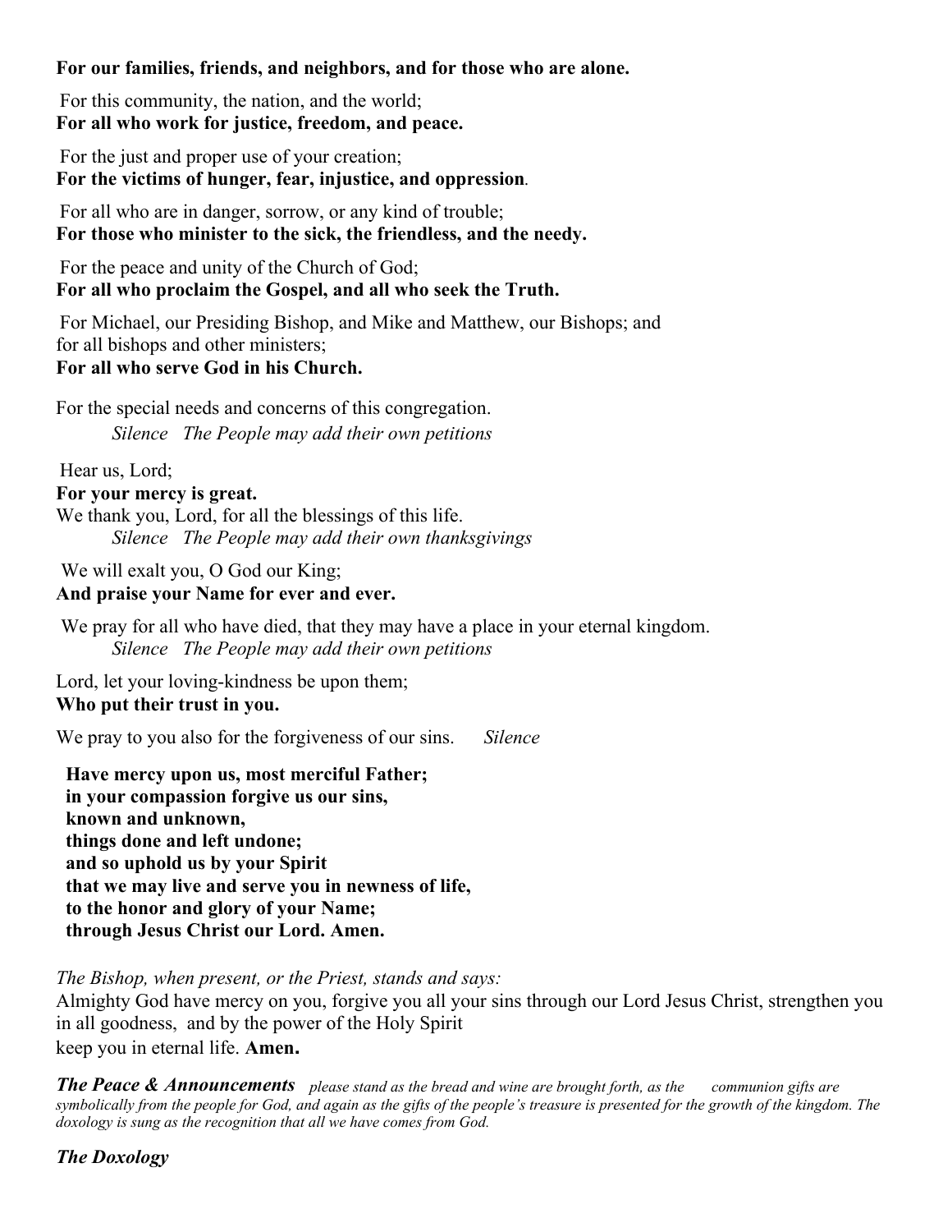**For our families, friends, and neighbors, and for those who are alone.**

For this community, the nation, and the world;
**For all who work for justice, freedom, and peace.**

For the just and proper use of your creation;
**For the victims of hunger, fear, injustice, and oppression**.

For all who are in danger, sorrow, or any kind of trouble;
**For those who minister to the sick, the friendless, and the needy.**

For the peace and unity of the Church of God;
**For all who proclaim the Gospel, and all who seek the Truth.**

For Michael, our Presiding Bishop, and Mike and Matthew, our Bishops; and for all bishops and other ministers;
**For all who serve God in his Church.**

For the special needs and concerns of this congregation.
*Silence The People may add their own petitions*

Hear us, Lord;
**For your mercy is great.**
We thank you, Lord, for all the blessings of this life.
*Silence The People may add their own thanksgivings*

We will exalt you, O God our King;
**And praise your Name for ever and ever.**

We pray for all who have died, that they may have a place in your eternal kingdom.
*Silence The People may add their own petitions*

Lord, let your loving-kindness be upon them;
**Who put their trust in you.**

We pray to you also for the forgiveness of our sins. *Silence*

**Have mercy upon us, most merciful Father;**
**in your compassion forgive us our sins,**
**known and unknown,**
**things done and left undone;**
**and so uphold us by your Spirit**
**that we may live and serve you in newness of life,**
**to the honor and glory of your Name;**
**through Jesus Christ our Lord. Amen.**

*The Bishop, when present, or the Priest, stands and says:*
Almighty God have mercy on you, forgive you all your sins through our Lord Jesus Christ, strengthen you in all goodness, and by the power of the Holy Spirit keep you in eternal life. **Amen.**

***The Peace & Announcements*** *please stand as the bread and wine are brought forth, as the communion gifts are symbolically from the people for God, and again as the gifts of the people's treasure is presented for the growth of the kingdom. The doxology is sung as the recognition that all we have comes from God.*

***The Doxology***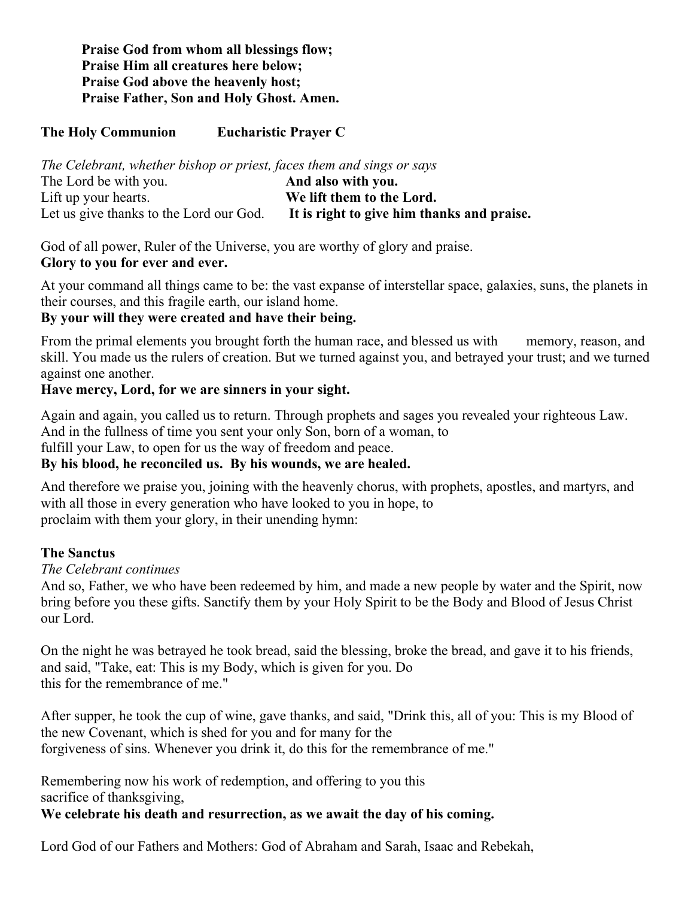**Praise God from whom all blessings flow;**
**Praise Him all creatures here below;**
**Praise God above the heavenly host;**
**Praise Father, Son and Holy Ghost. Amen.**

**The Holy Communion Eucharistic Prayer C**

*The Celebrant, whether bishop or priest, faces them and sings or says*

The Lord be with you. **And also with you.**
Lift up your hearts. **We lift them to the Lord.**
Let us give thanks to the Lord our God. **It is right to give him thanks and praise.**

God of all power, Ruler of the Universe, you are worthy of glory and praise.
**Glory to you for ever and ever.**

At your command all things came to be: the vast expanse of interstellar space, galaxies, suns, the planets in their courses, and this fragile earth, our island home.
**By your will they were created and have their being.**

From the primal elements you brought forth the human race, and blessed us with memory, reason, and skill. You made us the rulers of creation. But we turned against you, and betrayed your trust; and we turned against one another.
**Have mercy, Lord, for we are sinners in your sight.**

Again and again, you called us to return. Through prophets and sages you revealed your righteous Law. And in the fullness of time you sent your only Son, born of a woman, to fulfill your Law, to open for us the way of freedom and peace.
**By his blood, he reconciled us. By his wounds, we are healed.**

And therefore we praise you, joining with the heavenly chorus, with prophets, apostles, and martyrs, and with all those in every generation who have looked to you in hope, to proclaim with them your glory, in their unending hymn:

**The Sanctus**

*The Celebrant continues*

And so, Father, we who have been redeemed by him, and made a new people by water and the Spirit, now bring before you these gifts. Sanctify them by your Holy Spirit to be the Body and Blood of Jesus Christ our Lord.

On the night he was betrayed he took bread, said the blessing, broke the bread, and gave it to his friends, and said, "Take, eat: This is my Body, which is given for you. Do this for the remembrance of me."

After supper, he took the cup of wine, gave thanks, and said, "Drink this, all of you: This is my Blood of the new Covenant, which is shed for you and for many for the forgiveness of sins. Whenever you drink it, do this for the remembrance of me."

Remembering now his work of redemption, and offering to you this sacrifice of thanksgiving,
**We celebrate his death and resurrection, as we await the day of his coming.**

Lord God of our Fathers and Mothers: God of Abraham and Sarah, Isaac and Rebekah,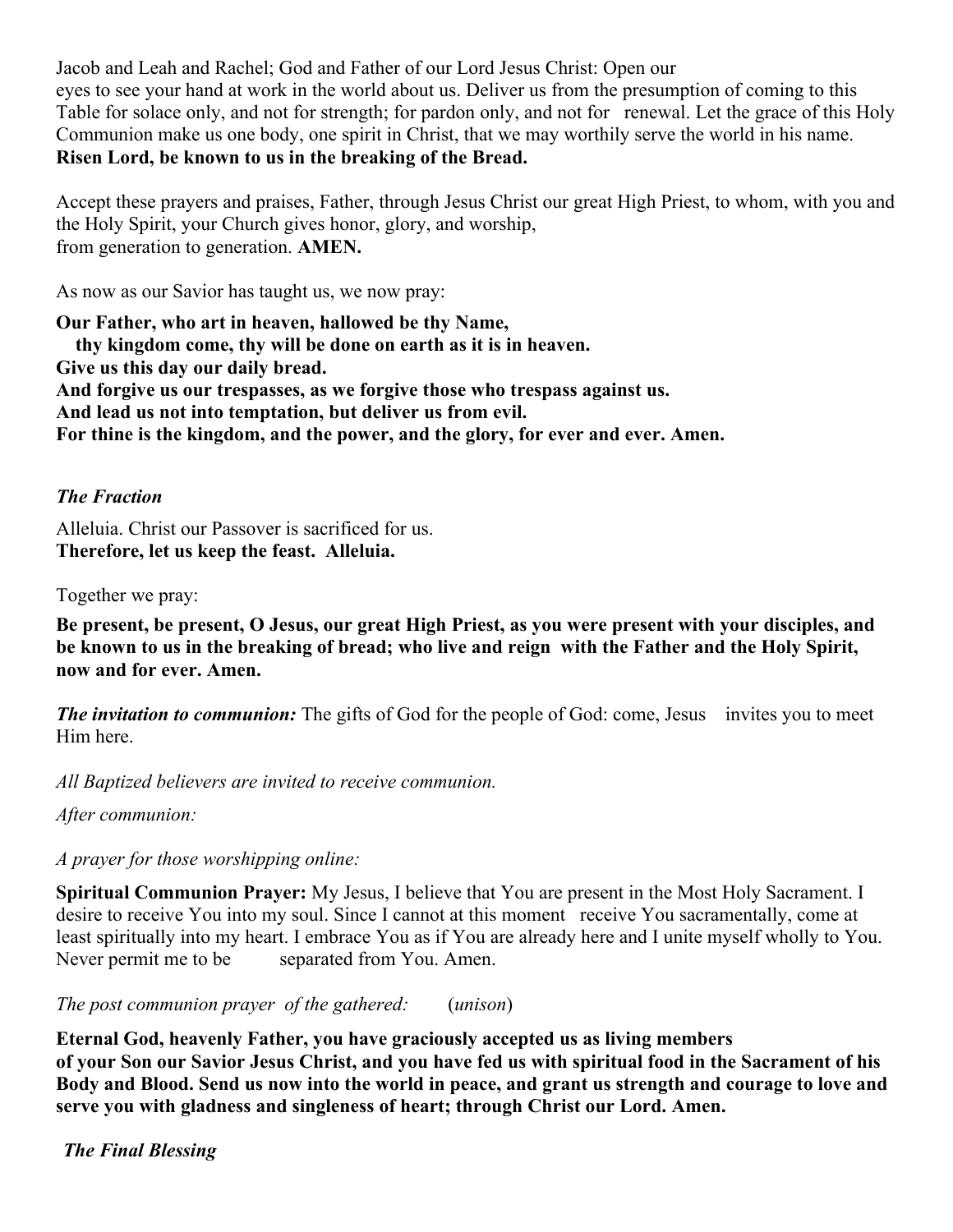Jacob and Leah and Rachel; God and Father of our Lord Jesus Christ: Open our eyes to see your hand at work in the world about us. Deliver us from the presumption of coming to this Table for solace only, and not for strength; for pardon only, and not for renewal. Let the grace of this Holy Communion make us one body, one spirit in Christ, that we may worthily serve the world in his name.
**Risen Lord, be known to us in the breaking of the Bread.**

Accept these prayers and praises, Father, through Jesus Christ our great High Priest, to whom, with you and the Holy Spirit, your Church gives honor, glory, and worship, from generation to generation. **AMEN.**

As now as our Savior has taught us, we now pray:

**Our Father, who art in heaven, hallowed be thy Name,**
**thy kingdom come, thy will be done on earth as it is in heaven.**
**Give us this day our daily bread.**
**And forgive us our trespasses, as we forgive those who trespass against us.**
**And lead us not into temptation, but deliver us from evil.**
**For thine is the kingdom, and the power, and the glory, for ever and ever. Amen.**

***The Fraction***

Alleluia. Christ our Passover is sacrificed for us.
**Therefore, let us keep the feast. Alleluia.**

Together we pray:

**Be present, be present, O Jesus, our great High Priest, as you were present with your disciples, and be known to us in the breaking of bread; who live and reign with the Father and the Holy Spirit, now and for ever. Amen.**

***The invitation to communion:*** The gifts of God for the people of God: come, Jesus invites you to meet Him here.

*All Baptized believers are invited to receive communion.*

*After communion:*

*A prayer for those worshipping online:*

**Spiritual Communion Prayer:** My Jesus, I believe that You are present in the Most Holy Sacrament. I desire to receive You into my soul. Since I cannot at this moment receive You sacramentally, come at least spiritually into my heart. I embrace You as if You are already here and I unite myself wholly to You. Never permit me to be separated from You. Amen.

*The post communion prayer of the gathered:* (*unison*)

**Eternal God, heavenly Father, you have graciously accepted us as living members of your Son our Savior Jesus Christ, and you have fed us with spiritual food in the Sacrament of his Body and Blood. Send us now into the world in peace, and grant us strength and courage to love and serve you with gladness and singleness of heart; through Christ our Lord. Amen.**

***The Final Blessing***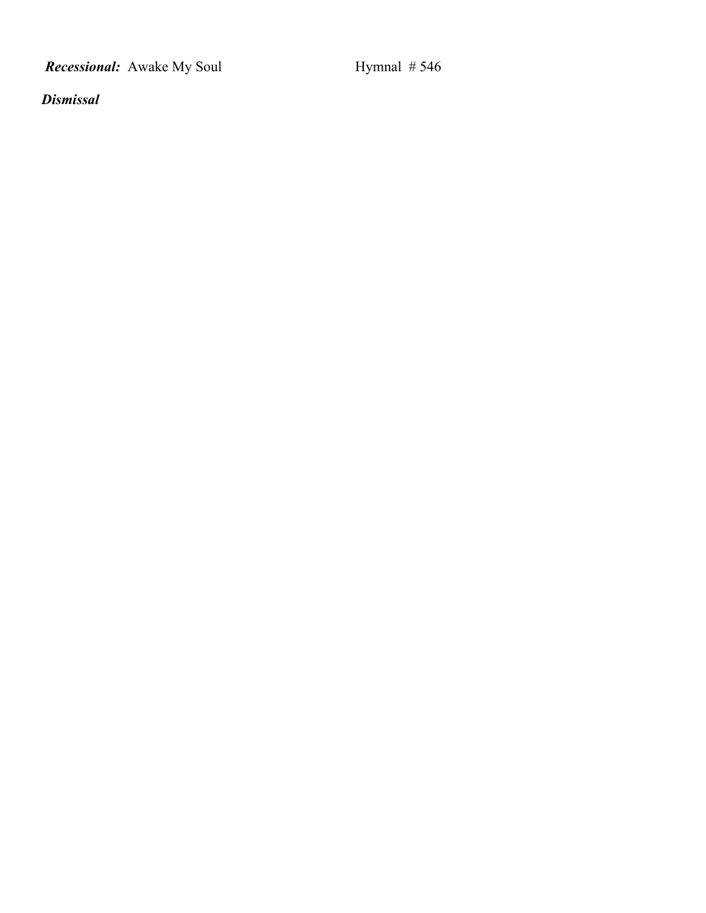***Recessional:*** Awake My Soul Hymnal # 546

***Dismissal***